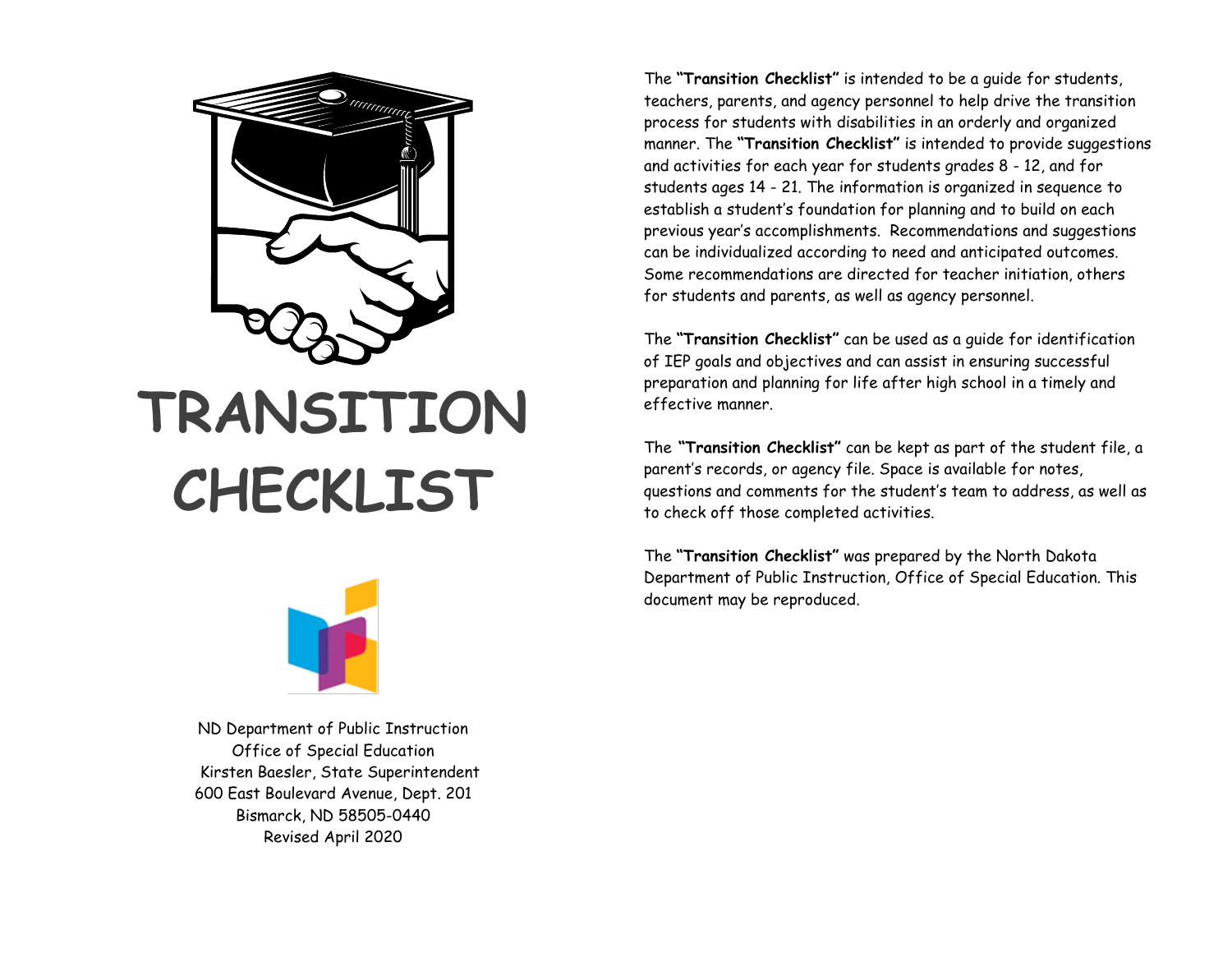# TRANSITION CHECKLIST

ND Department of Public Instruction
Office of Special Education
Kirsten Baesler, State Superintendent
600 East Boulevard Avenue, Dept. 201
Bismarck, ND 58505-0440
Revised April 2020

The **"Transition Checklist"** is intended to be a guide for students, teachers, parents, and agency personnel to help drive the transition process for students with disabilities in an orderly and organized manner. The **"Transition Checklist"** is intended to provide suggestions and activities for each year for students grades 8 - 12, and for students ages 14 - 21. The information is organized in sequence to establish a student's foundation for planning and to build on each previous year's accomplishments. Recommendations and suggestions can be individualized according to need and anticipated outcomes. Some recommendations are directed for teacher initiation, others for students and parents, as well as agency personnel.

The **"Transition Checklist"** can be used as a guide for identification of IEP goals and objectives and can assist in ensuring successful preparation and planning for life after high school in a timely and effective manner.

The **"Transition Checklist"** can be kept as part of the student file, a parent's records, or agency file. Space is available for notes, questions and comments for the student's team to address, as well as to check off those completed activities.

The **"Transition Checklist"** was prepared by the North Dakota Department of Public Instruction, Office of Special Education. This document may be reproduced.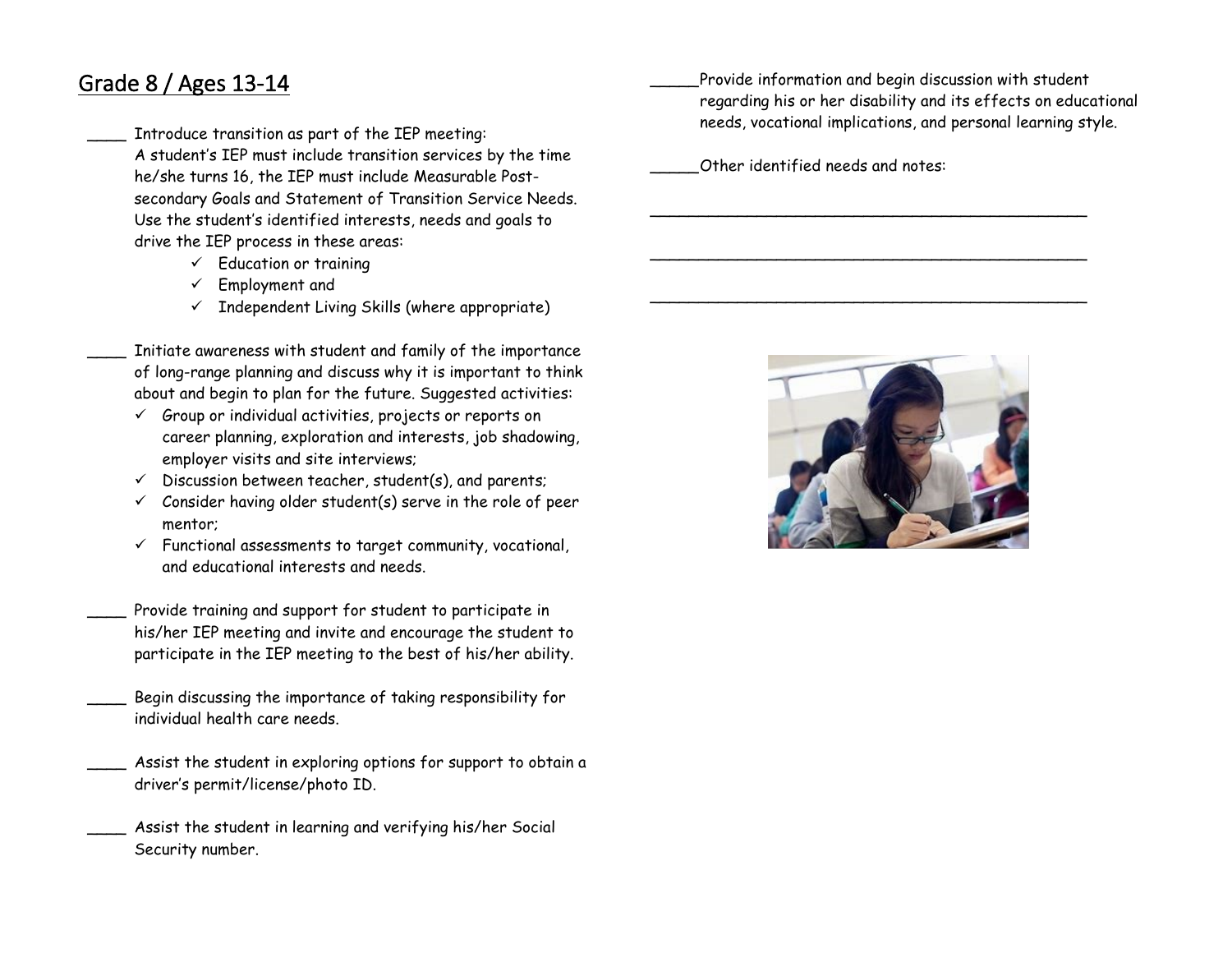## Grade 8 / Ages 13-14

____ Introduce transition as part of the IEP meeting:
A student's IEP must include transition services by the time he/she turns 16, the IEP must include Measurable Post-secondary Goals and Statement of Transition Service Needs. Use the student's identified interests, needs and goals to drive the IEP process in these areas:

- ✓ Education or training
- ✓ Employment and
- ✓ Independent Living Skills (where appropriate)

____ Initiate awareness with student and family of the importance of long-range planning and discuss why it is important to think about and begin to plan for the future. Suggested activities:

- ✓ Group or individual activities, projects or reports on career planning, exploration and interests, job shadowing, employer visits and site interviews;
- ✓ Discussion between teacher, student(s), and parents;
- ✓ Consider having older student(s) serve in the role of peer mentor;
- ✓ Functional assessments to target community, vocational, and educational interests and needs.

____ Provide training and support for student to participate in his/her IEP meeting and invite and encourage the student to participate in the IEP meeting to the best of his/her ability.

____ Begin discussing the importance of taking responsibility for individual health care needs.

____ Assist the student in exploring options for support to obtain a driver's permit/license/photo ID.

____ Assist the student in learning and verifying his/her Social Security number.

_____ Provide information and begin discussion with student regarding his or her disability and its effects on educational needs, vocational implications, and personal learning style.

_____ Other identified needs and notes:

________________________________________________

________________________________________________

________________________________________________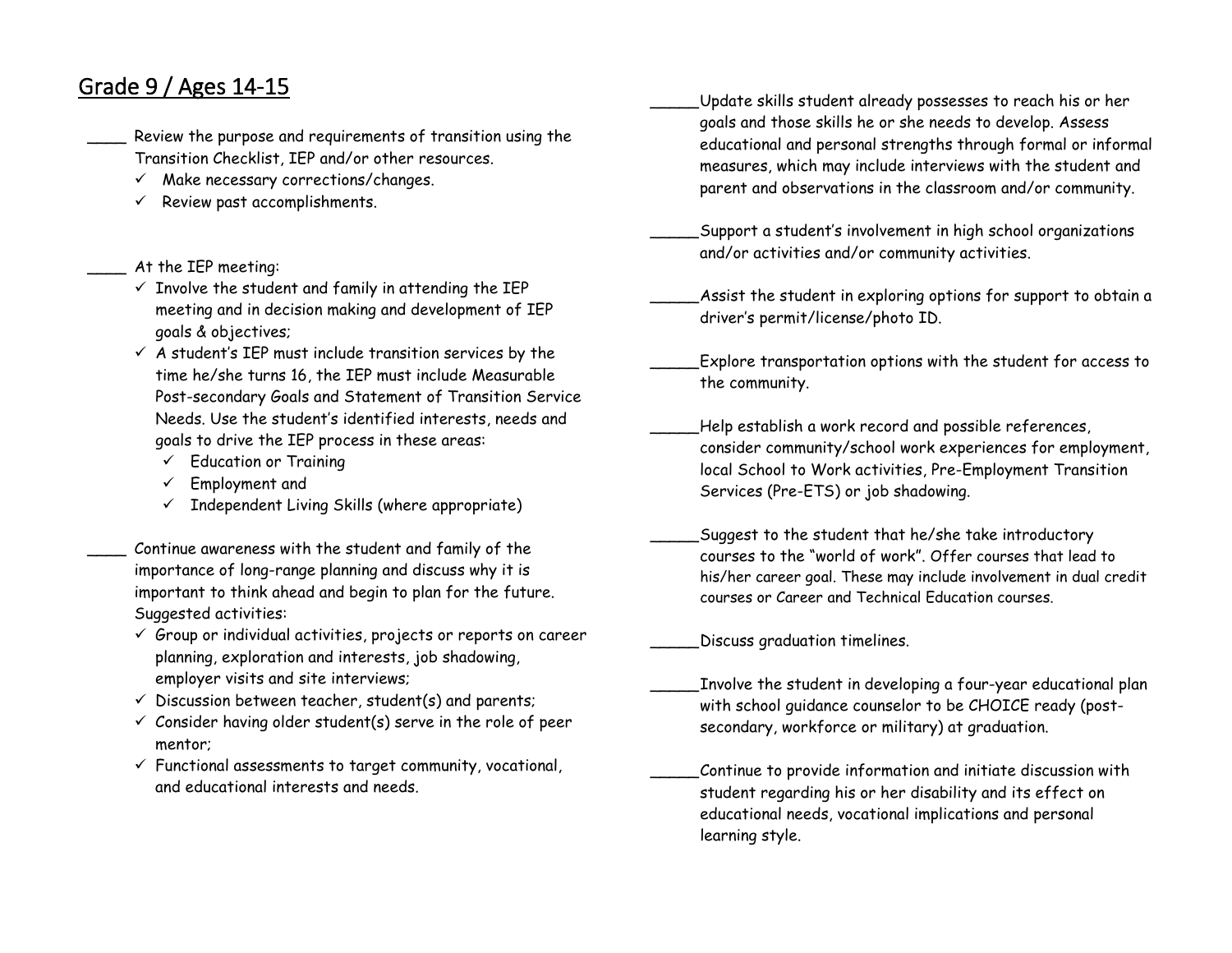# Grade 9 / Ages 14-15

____ Review the purpose and requirements of transition using the Transition Checklist, IEP and/or other resources.
- ✓ Make necessary corrections/changes.
- ✓ Review past accomplishments.

____ At the IEP meeting:
- ✓ Involve the student and family in attending the IEP meeting and in decision making and development of IEP goals & objectives;
- ✓ A student's IEP must include transition services by the time he/she turns 16, the IEP must include Measurable Post-secondary Goals and Statement of Transition Service Needs. Use the student's identified interests, needs and goals to drive the IEP process in these areas:
  - ✓ Education or Training
  - ✓ Employment and
  - ✓ Independent Living Skills (where appropriate)

____ Continue awareness with the student and family of the importance of long-range planning and discuss why it is important to think ahead and begin to plan for the future. Suggested activities:
- ✓ Group or individual activities, projects or reports on career planning, exploration and interests, job shadowing, employer visits and site interviews;
- ✓ Discussion between teacher, student(s) and parents;
- ✓ Consider having older student(s) serve in the role of peer mentor;
- ✓ Functional assessments to target community, vocational, and educational interests and needs.

_____ Update skills student already possesses to reach his or her goals and those skills he or she needs to develop. Assess educational and personal strengths through formal or informal measures, which may include interviews with the student and parent and observations in the classroom and/or community.

_____ Support a student's involvement in high school organizations and/or activities and/or community activities.

_____ Assist the student in exploring options for support to obtain a driver's permit/license/photo ID.

_____ Explore transportation options with the student for access to the community.

_____ Help establish a work record and possible references, consider community/school work experiences for employment, local School to Work activities, Pre-Employment Transition Services (Pre-ETS) or job shadowing.

_____ Suggest to the student that he/she take introductory courses to the "world of work". Offer courses that lead to his/her career goal. These may include involvement in dual credit courses or Career and Technical Education courses.

_____ Discuss graduation timelines.

_____ Involve the student in developing a four-year educational plan with school guidance counselor to be CHOICE ready (post-secondary, workforce or military) at graduation.

_____ Continue to provide information and initiate discussion with student regarding his or her disability and its effect on educational needs, vocational implications and personal learning style.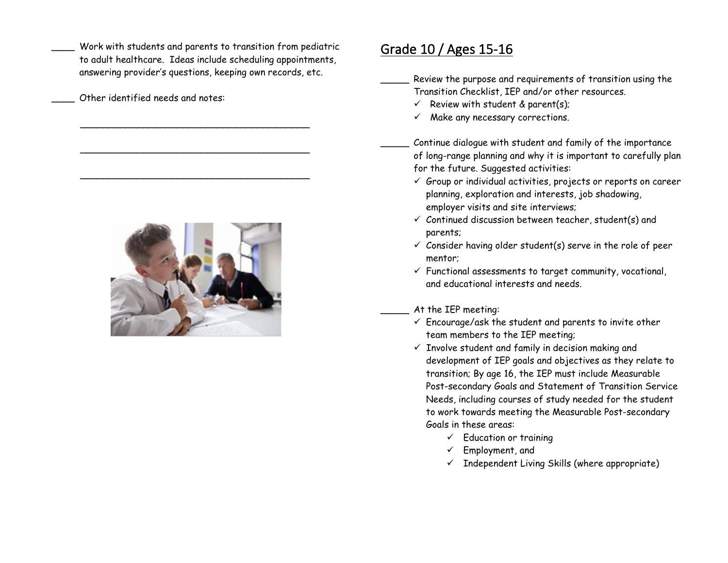____ Work with students and parents to transition from pediatric to adult healthcare. Ideas include scheduling appointments, answering provider's questions, keeping own records, etc.

____ Other identified needs and notes:

________________________________________

________________________________________

________________________________________

## Grade 10 / Ages 15-16

_____ Review the purpose and requirements of transition using the Transition Checklist, IEP and/or other resources.

- ✓ Review with student & parent(s);
- ✓ Make any necessary corrections.

_____ Continue dialogue with student and family of the importance of long-range planning and why it is important to carefully plan for the future. Suggested activities:

- ✓ Group or individual activities, projects or reports on career planning, exploration and interests, job shadowing, employer visits and site interviews;
- ✓ Continued discussion between teacher, student(s) and parents;
- ✓ Consider having older student(s) serve in the role of peer mentor;
- ✓ Functional assessments to target community, vocational, and educational interests and needs.

_____ At the IEP meeting:

- ✓ Encourage/ask the student and parents to invite other team members to the IEP meeting;
- ✓ Involve student and family in decision making and development of IEP goals and objectives as they relate to transition; By age 16, the IEP must include Measurable Post-secondary Goals and Statement of Transition Service Needs, including courses of study needed for the student to work towards meeting the Measurable Post-secondary Goals in these areas:
  - ✓ Education or training
  - ✓ Employment, and
  - ✓ Independent Living Skills (where appropriate)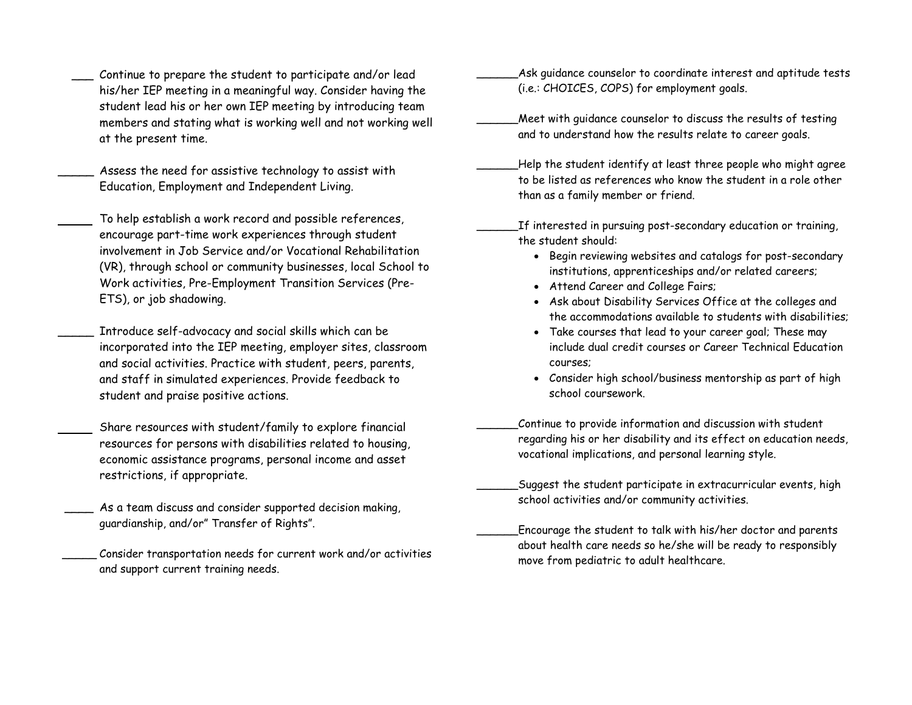___ Continue to prepare the student to participate and/or lead his/her IEP meeting in a meaningful way. Consider having the student lead his or her own IEP meeting by introducing team members and stating what is working well and not working well at the present time.

_____ Assess the need for assistive technology to assist with Education, Employment and Independent Living.

_____ To help establish a work record and possible references, encourage part-time work experiences through student involvement in Job Service and/or Vocational Rehabilitation (VR), through school or community businesses, local School to Work activities, Pre-Employment Transition Services (Pre-ETS), or job shadowing.

_____ Introduce self-advocacy and social skills which can be incorporated into the IEP meeting, employer sites, classroom and social activities. Practice with student, peers, parents, and staff in simulated experiences. Provide feedback to student and praise positive actions.

_____ Share resources with student/family to explore financial resources for persons with disabilities related to housing, economic assistance programs, personal income and asset restrictions, if appropriate.

____ As a team discuss and consider supported decision making, guardianship, and/or" Transfer of Rights".

_____ Consider transportation needs for current work and/or activities and support current training needs.

______Ask guidance counselor to coordinate interest and aptitude tests (i.e.: CHOICES, COPS) for employment goals.

______Meet with guidance counselor to discuss the results of testing and to understand how the results relate to career goals.

______Help the student identify at least three people who might agree to be listed as references who know the student in a role other than as a family member or friend.

______If interested in pursuing post-secondary education or training, the student should:

- Begin reviewing websites and catalogs for post-secondary institutions, apprenticeships and/or related careers;
- Attend Career and College Fairs;
- Ask about Disability Services Office at the colleges and the accommodations available to students with disabilities;
- Take courses that lead to your career goal; These may include dual credit courses or Career Technical Education courses;
- Consider high school/business mentorship as part of high school coursework.

______Continue to provide information and discussion with student regarding his or her disability and its effect on education needs, vocational implications, and personal learning style.

______Suggest the student participate in extracurricular events, high school activities and/or community activities.

______Encourage the student to talk with his/her doctor and parents about health care needs so he/she will be ready to responsibly move from pediatric to adult healthcare.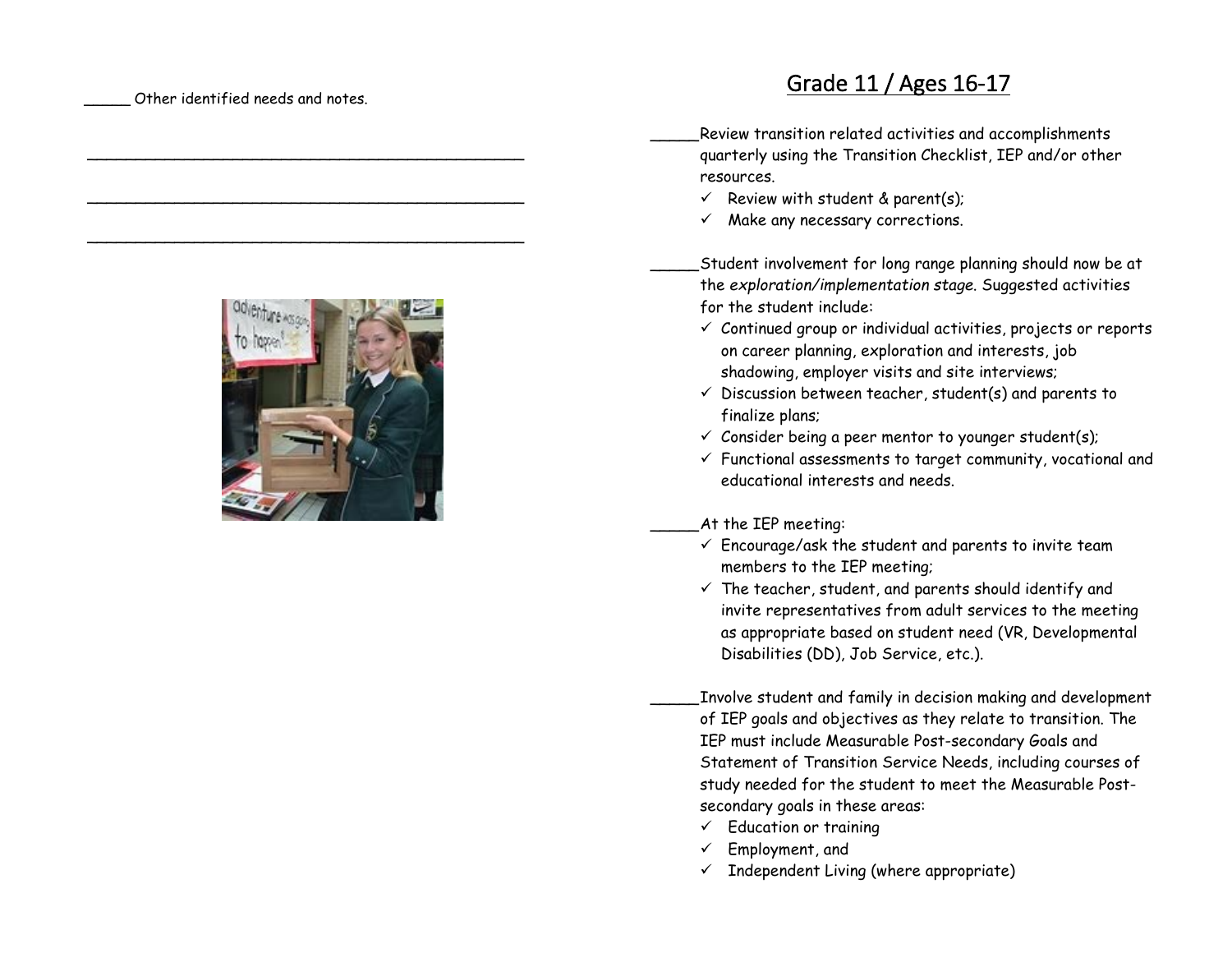_____ Other identified needs and notes.

_______________________________________________

_______________________________________________

_______________________________________________

# Grade 11 / Ages 16-17

_____Review transition related activities and accomplishments quarterly using the Transition Checklist, IEP and/or other resources.

- ✓ Review with student & parent(s);
- ✓ Make any necessary corrections.

_____Student involvement for long range planning should now be at the *exploration/implementation stage*. Suggested activities for the student include:

- ✓ Continued group or individual activities, projects or reports on career planning, exploration and interests, job shadowing, employer visits and site interviews;
- ✓ Discussion between teacher, student(s) and parents to finalize plans;
- ✓ Consider being a peer mentor to younger student(s);
- ✓ Functional assessments to target community, vocational and educational interests and needs.

_____At the IEP meeting:

- ✓ Encourage/ask the student and parents to invite team members to the IEP meeting;
- ✓ The teacher, student, and parents should identify and invite representatives from adult services to the meeting as appropriate based on student need (VR, Developmental Disabilities (DD), Job Service, etc.).

_____Involve student and family in decision making and development of IEP goals and objectives as they relate to transition. The IEP must include Measurable Post-secondary Goals and Statement of Transition Service Needs, including courses of study needed for the student to meet the Measurable Post-secondary goals in these areas:

- ✓ Education or training
- ✓ Employment, and
- ✓ Independent Living (where appropriate)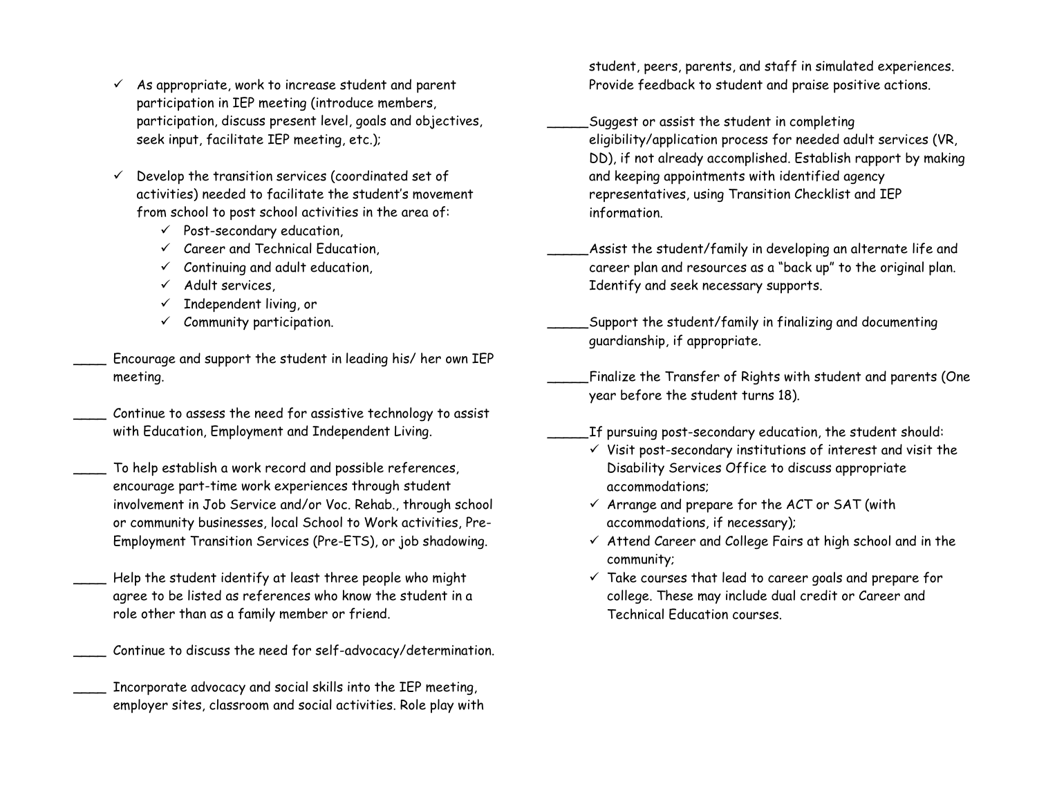- ✓ As appropriate, work to increase student and parent participation in IEP meeting (introduce members, participation, discuss present level, goals and objectives, seek input, facilitate IEP meeting, etc.);

- ✓ Develop the transition services (coordinated set of activities) needed to facilitate the student's movement from school to post school activities in the area of:
  - ✓ Post-secondary education,
  - ✓ Career and Technical Education,
  - ✓ Continuing and adult education,
  - ✓ Adult services,
  - ✓ Independent living, or
  - ✓ Community participation.

____ Encourage and support the student in leading his/ her own IEP meeting.

____ Continue to assess the need for assistive technology to assist with Education, Employment and Independent Living.

____ To help establish a work record and possible references, encourage part-time work experiences through student involvement in Job Service and/or Voc. Rehab., through school or community businesses, local School to Work activities, Pre-Employment Transition Services (Pre-ETS), or job shadowing.

____ Help the student identify at least three people who might agree to be listed as references who know the student in a role other than as a family member or friend.

____ Continue to discuss the need for self-advocacy/determination.

____ Incorporate advocacy and social skills into the IEP meeting, employer sites, classroom and social activities. Role play with student, peers, parents, and staff in simulated experiences. Provide feedback to student and praise positive actions.

_____Suggest or assist the student in completing eligibility/application process for needed adult services (VR, DD), if not already accomplished. Establish rapport by making and keeping appointments with identified agency representatives, using Transition Checklist and IEP information.

_____Assist the student/family in developing an alternate life and career plan and resources as a "back up" to the original plan. Identify and seek necessary supports.

_____Support the student/family in finalizing and documenting guardianship, if appropriate.

_____Finalize the Transfer of Rights with student and parents (One year before the student turns 18).

_____If pursuing post-secondary education, the student should:
- ✓ Visit post-secondary institutions of interest and visit the Disability Services Office to discuss appropriate accommodations;
- ✓ Arrange and prepare for the ACT or SAT (with accommodations, if necessary);
- ✓ Attend Career and College Fairs at high school and in the community;
- ✓ Take courses that lead to career goals and prepare for college. These may include dual credit or Career and Technical Education courses.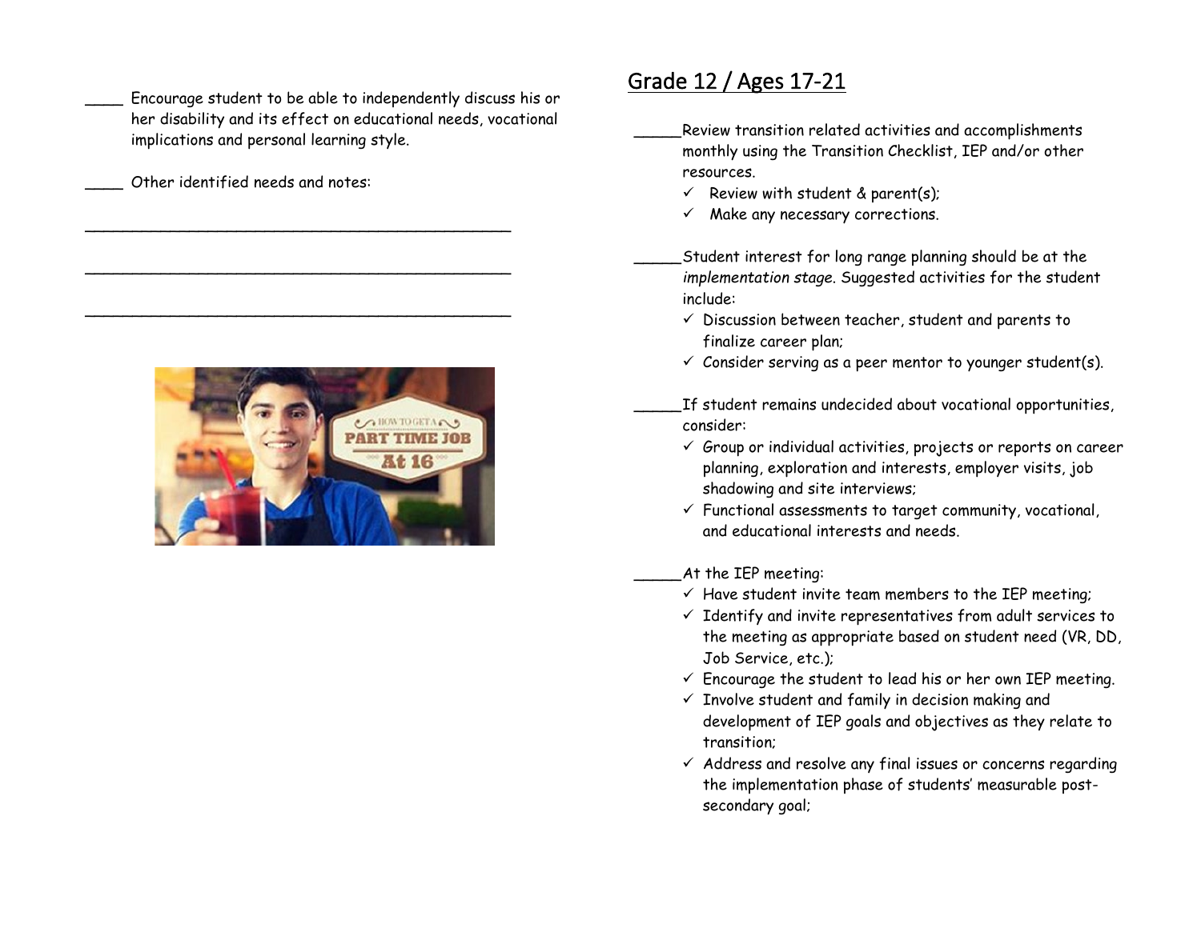____ Encourage student to be able to independently discuss his or her disability and its effect on educational needs, vocational implications and personal learning style.

____ Other identified needs and notes:

_______________________________________________

_______________________________________________

_______________________________________________

## Grade 12 / Ages 17-21

_____Review transition related activities and accomplishments monthly using the Transition Checklist, IEP and/or other resources.

- ✓ Review with student & parent(s);
- ✓ Make any necessary corrections.

_____Student interest for long range planning should be at the *implementation stage*. Suggested activities for the student include:

- ✓ Discussion between teacher, student and parents to finalize career plan;
- ✓ Consider serving as a peer mentor to younger student(s).

_____If student remains undecided about vocational opportunities, consider:

- ✓ Group or individual activities, projects or reports on career planning, exploration and interests, employer visits, job shadowing and site interviews;
- ✓ Functional assessments to target community, vocational, and educational interests and needs.

_____At the IEP meeting:

- ✓ Have student invite team members to the IEP meeting;
- ✓ Identify and invite representatives from adult services to the meeting as appropriate based on student need (VR, DD, Job Service, etc.);
- ✓ Encourage the student to lead his or her own IEP meeting.
- ✓ Involve student and family in decision making and development of IEP goals and objectives as they relate to transition;
- ✓ Address and resolve any final issues or concerns regarding the implementation phase of students' measurable post-secondary goal;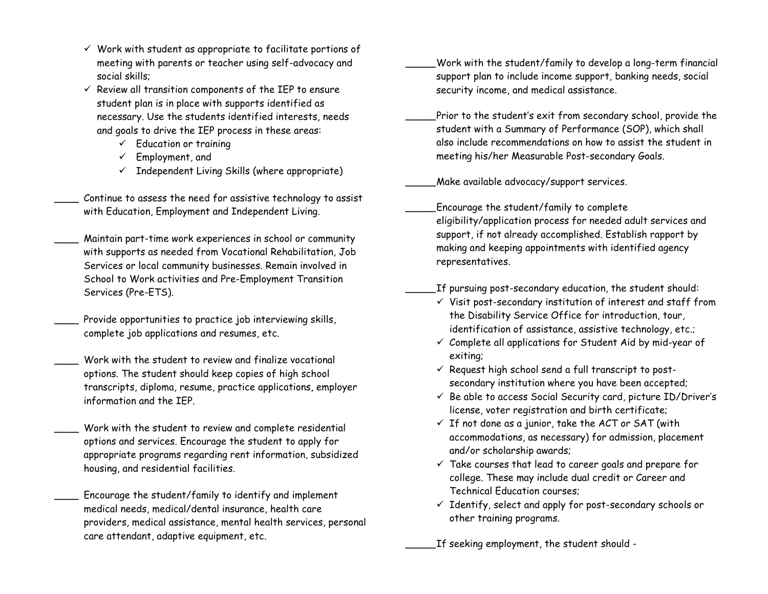- ✓ Work with student as appropriate to facilitate portions of meeting with parents or teacher using self-advocacy and social skills;
- ✓ Review all transition components of the IEP to ensure student plan is in place with supports identified as necessary. Use the students identified interests, needs and goals to drive the IEP process in these areas:
  - ✓ Education or training
  - ✓ Employment, and
  - ✓ Independent Living Skills (where appropriate)

____ Continue to assess the need for assistive technology to assist with Education, Employment and Independent Living.

____ Maintain part-time work experiences in school or community with supports as needed from Vocational Rehabilitation, Job Services or local community businesses. Remain involved in School to Work activities and Pre-Employment Transition Services (Pre-ETS).

____ Provide opportunities to practice job interviewing skills, complete job applications and resumes, etc.

____ Work with the student to review and finalize vocational options. The student should keep copies of high school transcripts, diploma, resume, practice applications, employer information and the IEP.

____ Work with the student to review and complete residential options and services. Encourage the student to apply for appropriate programs regarding rent information, subsidized housing, and residential facilities.

____ Encourage the student/family to identify and implement medical needs, medical/dental insurance, health care providers, medical assistance, mental health services, personal care attendant, adaptive equipment, etc.

_____Work with the student/family to develop a long-term financial support plan to include income support, banking needs, social security income, and medical assistance.

_____Prior to the student's exit from secondary school, provide the student with a Summary of Performance (SOP), which shall also include recommendations on how to assist the student in meeting his/her Measurable Post-secondary Goals.

_____Make available advocacy/support services.

_____Encourage the student/family to complete eligibility/application process for needed adult services and support, if not already accomplished. Establish rapport by making and keeping appointments with identified agency representatives.

_____If pursuing post-secondary education, the student should:

- ✓ Visit post-secondary institution of interest and staff from the Disability Service Office for introduction, tour, identification of assistance, assistive technology, etc.;
- ✓ Complete all applications for Student Aid by mid-year of exiting;
- ✓ Request high school send a full transcript to post-secondary institution where you have been accepted;
- ✓ Be able to access Social Security card, picture ID/Driver's license, voter registration and birth certificate;
- ✓ If not done as a junior, take the ACT or SAT (with accommodations, as necessary) for admission, placement and/or scholarship awards;
- ✓ Take courses that lead to career goals and prepare for college. These may include dual credit or Career and Technical Education courses;
- ✓ Identify, select and apply for post-secondary schools or other training programs.

_____If seeking employment, the student should -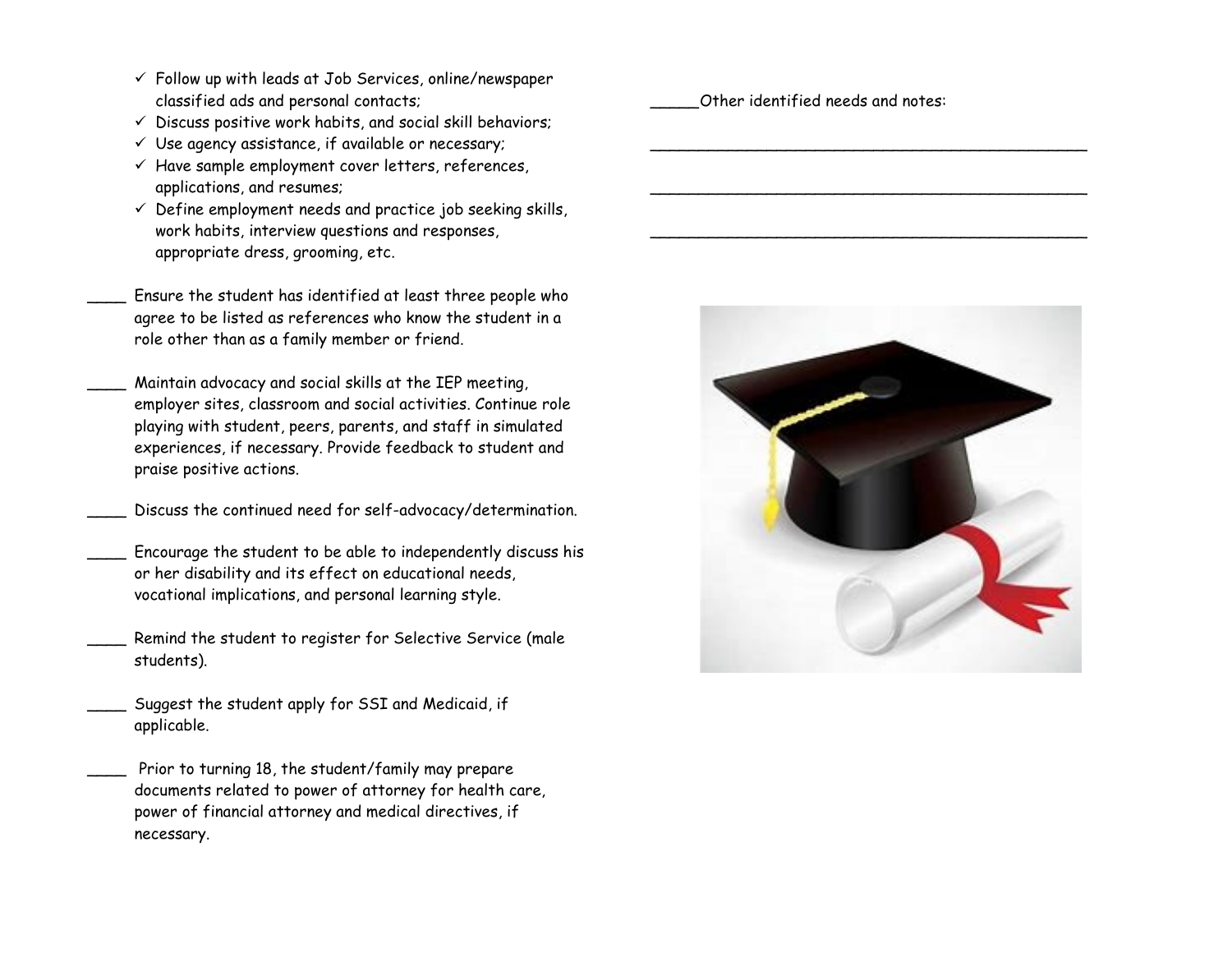- ✓ Follow up with leads at Job Services, online/newspaper classified ads and personal contacts;
- ✓ Discuss positive work habits, and social skill behaviors;
- ✓ Use agency assistance, if available or necessary;
- ✓ Have sample employment cover letters, references, applications, and resumes;
- ✓ Define employment needs and practice job seeking skills, work habits, interview questions and responses, appropriate dress, grooming, etc.

____ Ensure the student has identified at least three people who agree to be listed as references who know the student in a role other than as a family member or friend.

____ Maintain advocacy and social skills at the IEP meeting, employer sites, classroom and social activities. Continue role playing with student, peers, parents, and staff in simulated experiences, if necessary. Provide feedback to student and praise positive actions.

____ Discuss the continued need for self-advocacy/determination.

____ Encourage the student to be able to independently discuss his or her disability and its effect on educational needs, vocational implications, and personal learning style.

____ Remind the student to register for Selective Service (male students).

____ Suggest the student apply for SSI and Medicaid, if applicable.

____ Prior to turning 18, the student/family may prepare documents related to power of attorney for health care, power of financial attorney and medical directives, if necessary.

_____Other identified needs and notes:

_______________________________________________

_______________________________________________

_______________________________________________